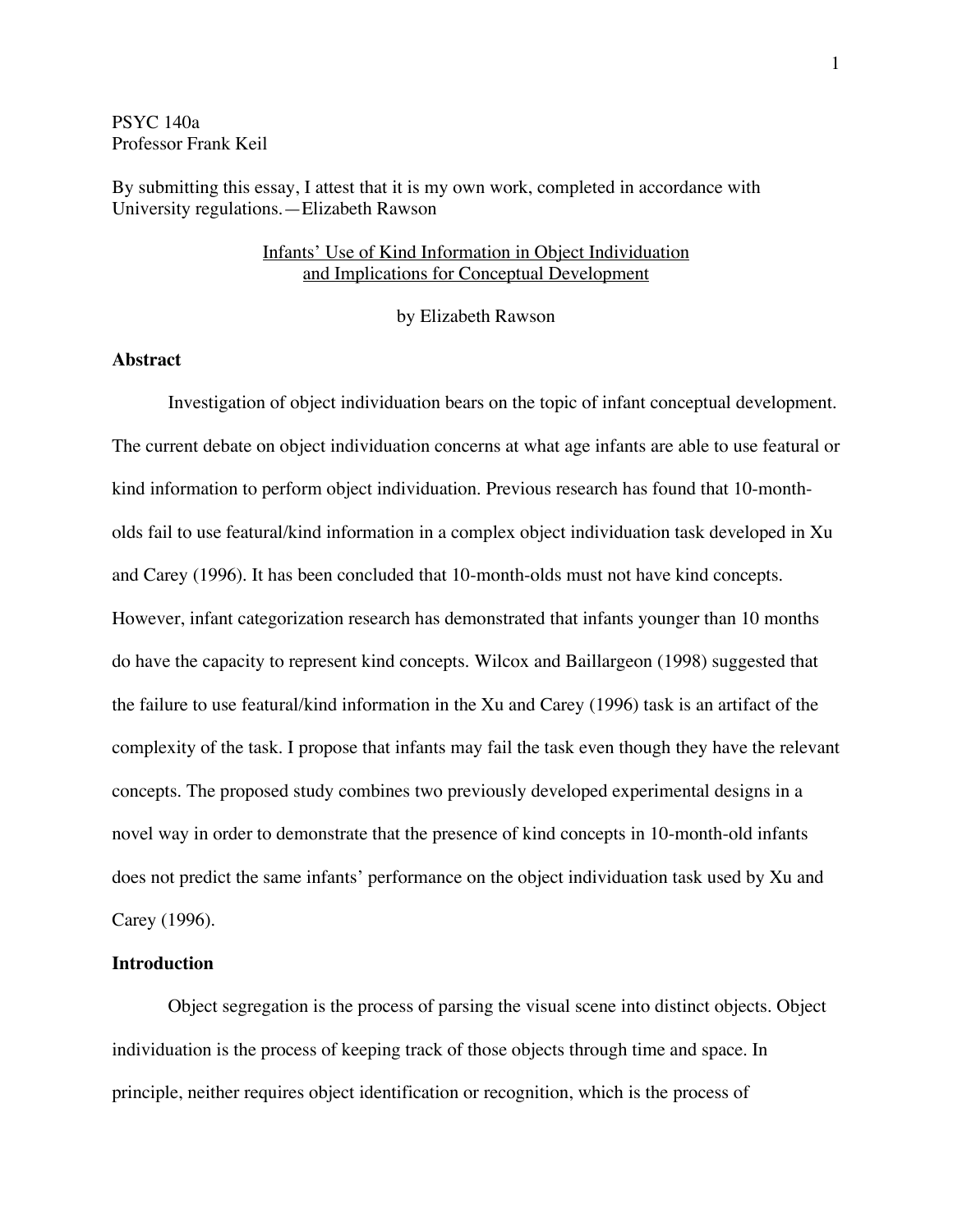PSYC 140a
Professor Frank Keil

By submitting this essay, I attest that it is my own work, completed in accordance with University regulations.—Elizabeth Rawson

# Infants' Use of Kind Information in Object Individuation and Implications for Conceptual Development

by Elizabeth Rawson

## Abstract

Investigation of object individuation bears on the topic of infant conceptual development. The current debate on object individuation concerns at what age infants are able to use featural or kind information to perform object individuation. Previous research has found that 10-month-olds fail to use featural/kind information in a complex object individuation task developed in Xu and Carey (1996). It has been concluded that 10-month-olds must not have kind concepts. However, infant categorization research has demonstrated that infants younger than 10 months do have the capacity to represent kind concepts. Wilcox and Baillargeon (1998) suggested that the failure to use featural/kind information in the Xu and Carey (1996) task is an artifact of the complexity of the task. I propose that infants may fail the task even though they have the relevant concepts. The proposed study combines two previously developed experimental designs in a novel way in order to demonstrate that the presence of kind concepts in 10-month-old infants does not predict the same infants' performance on the object individuation task used by Xu and Carey (1996).

## Introduction

Object segregation is the process of parsing the visual scene into distinct objects. Object individuation is the process of keeping track of those objects through time and space. In principle, neither requires object identification or recognition, which is the process of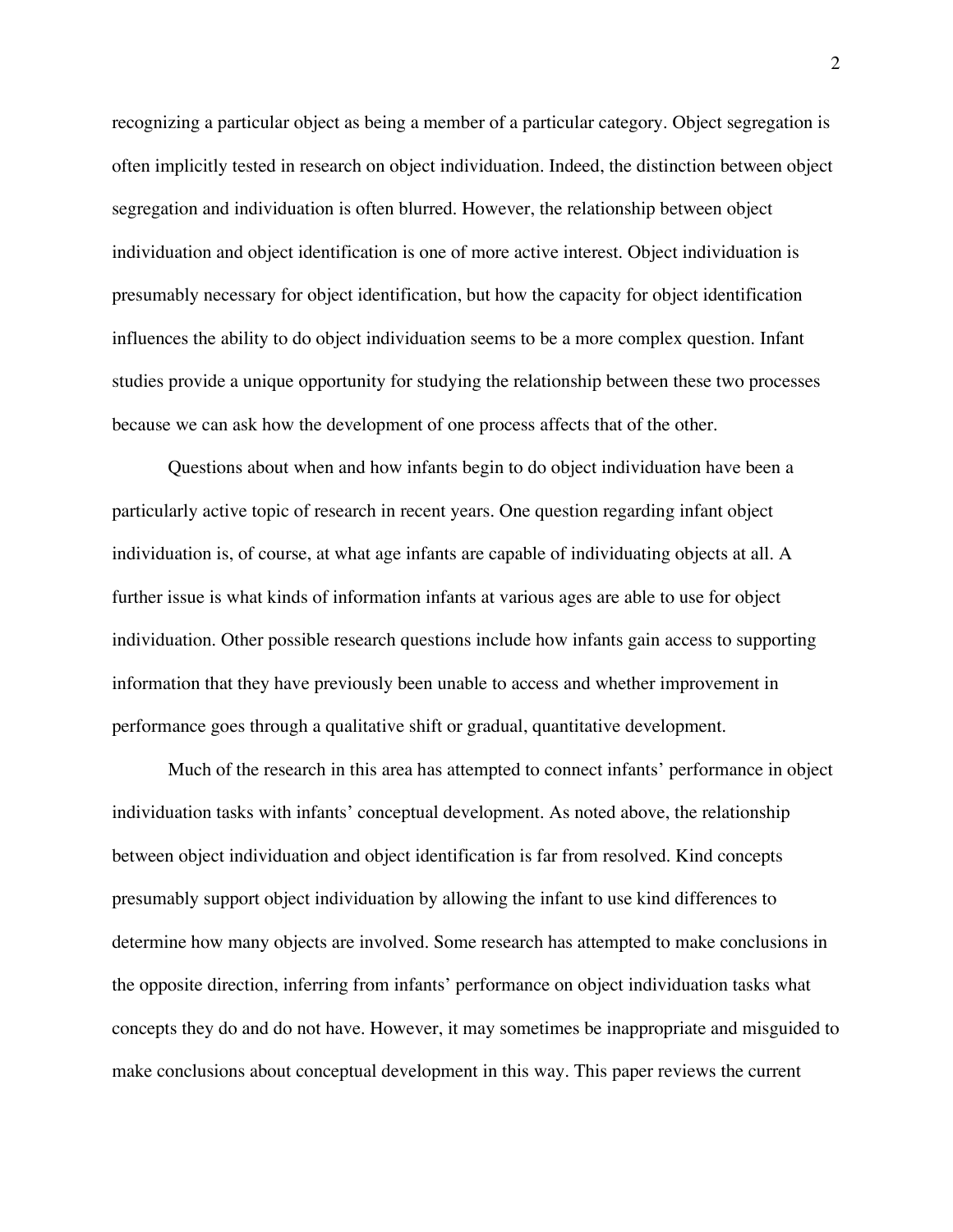recognizing a particular object as being a member of a particular category. Object segregation is often implicitly tested in research on object individuation. Indeed, the distinction between object segregation and individuation is often blurred. However, the relationship between object individuation and object identification is one of more active interest. Object individuation is presumably necessary for object identification, but how the capacity for object identification influences the ability to do object individuation seems to be a more complex question. Infant studies provide a unique opportunity for studying the relationship between these two processes because we can ask how the development of one process affects that of the other.

Questions about when and how infants begin to do object individuation have been a particularly active topic of research in recent years. One question regarding infant object individuation is, of course, at what age infants are capable of individuating objects at all. A further issue is what kinds of information infants at various ages are able to use for object individuation. Other possible research questions include how infants gain access to supporting information that they have previously been unable to access and whether improvement in performance goes through a qualitative shift or gradual, quantitative development.

Much of the research in this area has attempted to connect infants' performance in object individuation tasks with infants' conceptual development. As noted above, the relationship between object individuation and object identification is far from resolved. Kind concepts presumably support object individuation by allowing the infant to use kind differences to determine how many objects are involved. Some research has attempted to make conclusions in the opposite direction, inferring from infants' performance on object individuation tasks what concepts they do and do not have. However, it may sometimes be inappropriate and misguided to make conclusions about conceptual development in this way. This paper reviews the current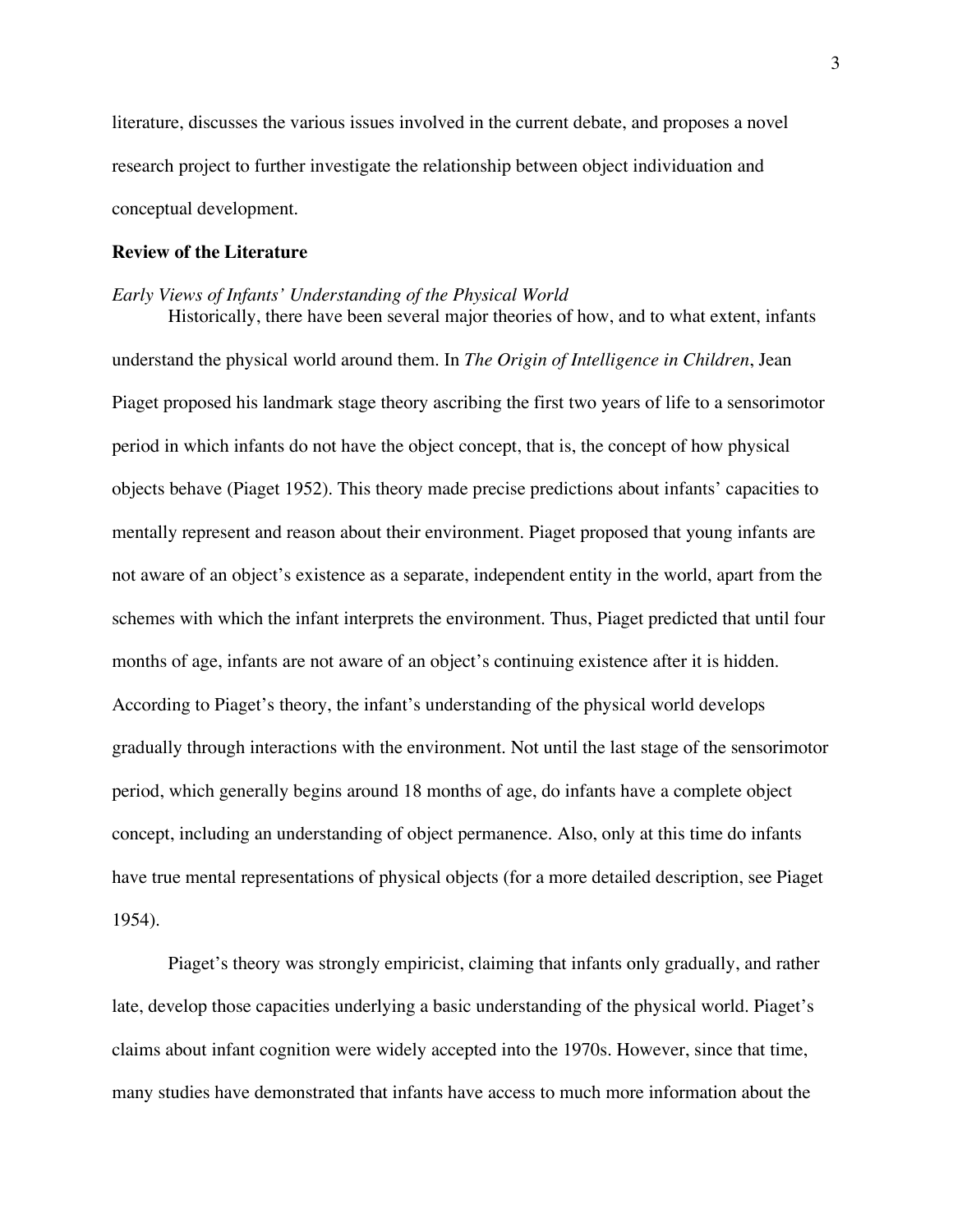literature, discusses the various issues involved in the current debate, and proposes a novel research project to further investigate the relationship between object individuation and conceptual development.

## Review of the Literature

### *Early Views of Infants' Understanding of the Physical World*

Historically, there have been several major theories of how, and to what extent, infants understand the physical world around them. In *The Origin of Intelligence in Children*, Jean Piaget proposed his landmark stage theory ascribing the first two years of life to a sensorimotor period in which infants do not have the object concept, that is, the concept of how physical objects behave (Piaget 1952). This theory made precise predictions about infants' capacities to mentally represent and reason about their environment. Piaget proposed that young infants are not aware of an object's existence as a separate, independent entity in the world, apart from the schemes with which the infant interprets the environment. Thus, Piaget predicted that until four months of age, infants are not aware of an object's continuing existence after it is hidden. According to Piaget's theory, the infant's understanding of the physical world develops gradually through interactions with the environment. Not until the last stage of the sensorimotor period, which generally begins around 18 months of age, do infants have a complete object concept, including an understanding of object permanence. Also, only at this time do infants have true mental representations of physical objects (for a more detailed description, see Piaget 1954).

Piaget's theory was strongly empiricist, claiming that infants only gradually, and rather late, develop those capacities underlying a basic understanding of the physical world. Piaget's claims about infant cognition were widely accepted into the 1970s. However, since that time, many studies have demonstrated that infants have access to much more information about the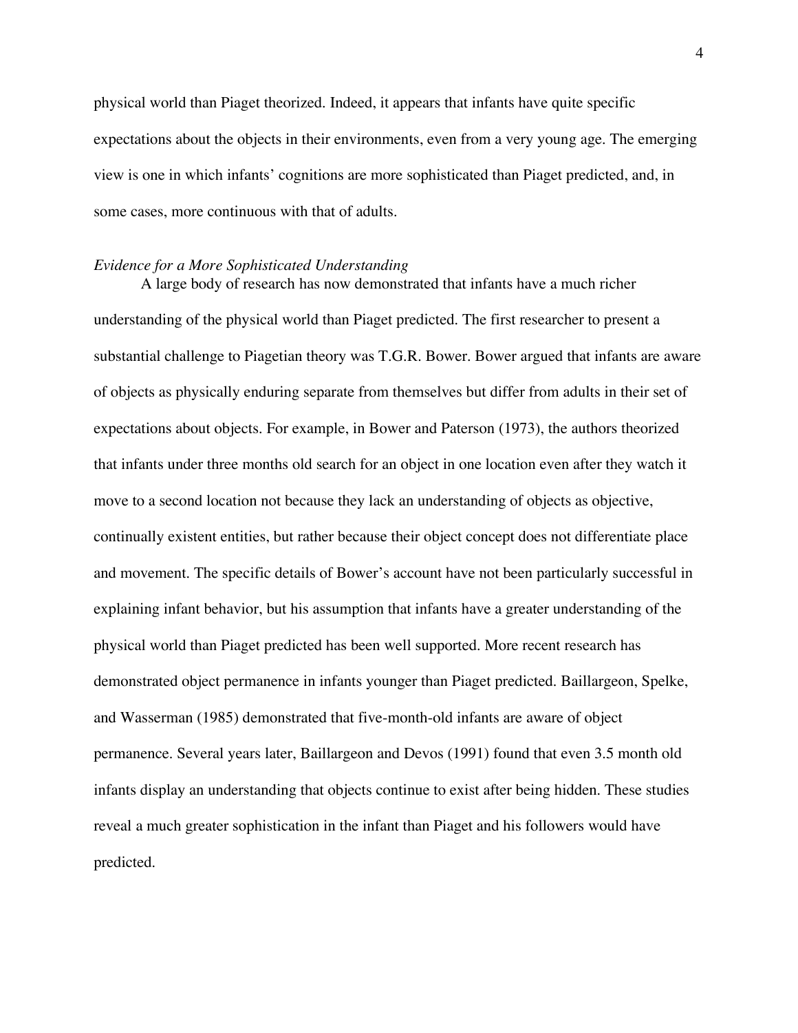physical world than Piaget theorized. Indeed, it appears that infants have quite specific expectations about the objects in their environments, even from a very young age. The emerging view is one in which infants' cognitions are more sophisticated than Piaget predicted, and, in some cases, more continuous with that of adults.

*Evidence for a More Sophisticated Understanding*

A large body of research has now demonstrated that infants have a much richer understanding of the physical world than Piaget predicted. The first researcher to present a substantial challenge to Piagetian theory was T.G.R. Bower. Bower argued that infants are aware of objects as physically enduring separate from themselves but differ from adults in their set of expectations about objects. For example, in Bower and Paterson (1973), the authors theorized that infants under three months old search for an object in one location even after they watch it move to a second location not because they lack an understanding of objects as objective, continually existent entities, but rather because their object concept does not differentiate place and movement. The specific details of Bower's account have not been particularly successful in explaining infant behavior, but his assumption that infants have a greater understanding of the physical world than Piaget predicted has been well supported. More recent research has demonstrated object permanence in infants younger than Piaget predicted. Baillargeon, Spelke, and Wasserman (1985) demonstrated that five-month-old infants are aware of object permanence. Several years later, Baillargeon and Devos (1991) found that even 3.5 month old infants display an understanding that objects continue to exist after being hidden. These studies reveal a much greater sophistication in the infant than Piaget and his followers would have predicted.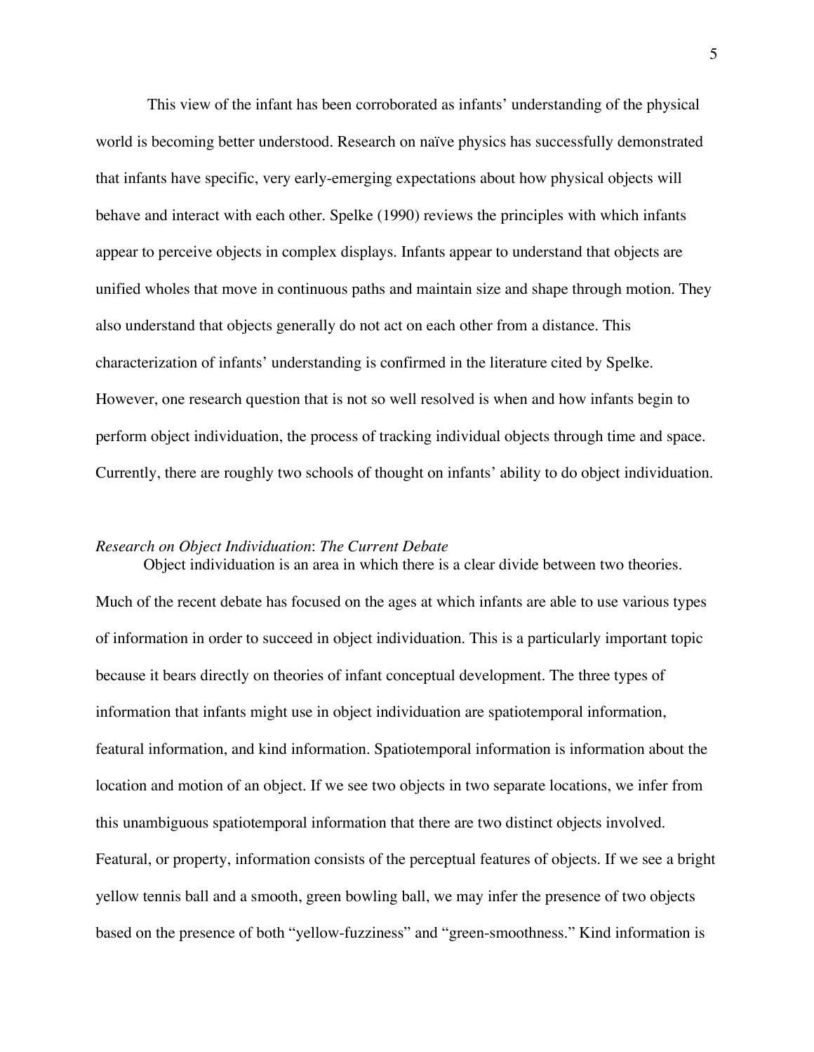This view of the infant has been corroborated as infants' understanding of the physical world is becoming better understood. Research on naïve physics has successfully demonstrated that infants have specific, very early-emerging expectations about how physical objects will behave and interact with each other. Spelke (1990) reviews the principles with which infants appear to perceive objects in complex displays. Infants appear to understand that objects are unified wholes that move in continuous paths and maintain size and shape through motion. They also understand that objects generally do not act on each other from a distance. This characterization of infants' understanding is confirmed in the literature cited by Spelke. However, one research question that is not so well resolved is when and how infants begin to perform object individuation, the process of tracking individual objects through time and space. Currently, there are roughly two schools of thought on infants' ability to do object individuation.

### *Research on Object Individuation*: *The Current Debate*

Object individuation is an area in which there is a clear divide between two theories. Much of the recent debate has focused on the ages at which infants are able to use various types of information in order to succeed in object individuation. This is a particularly important topic because it bears directly on theories of infant conceptual development. The three types of information that infants might use in object individuation are spatiotemporal information, featural information, and kind information. Spatiotemporal information is information about the location and motion of an object. If we see two objects in two separate locations, we infer from this unambiguous spatiotemporal information that there are two distinct objects involved. Featural, or property, information consists of the perceptual features of objects. If we see a bright yellow tennis ball and a smooth, green bowling ball, we may infer the presence of two objects based on the presence of both "yellow-fuzziness" and "green-smoothness." Kind information is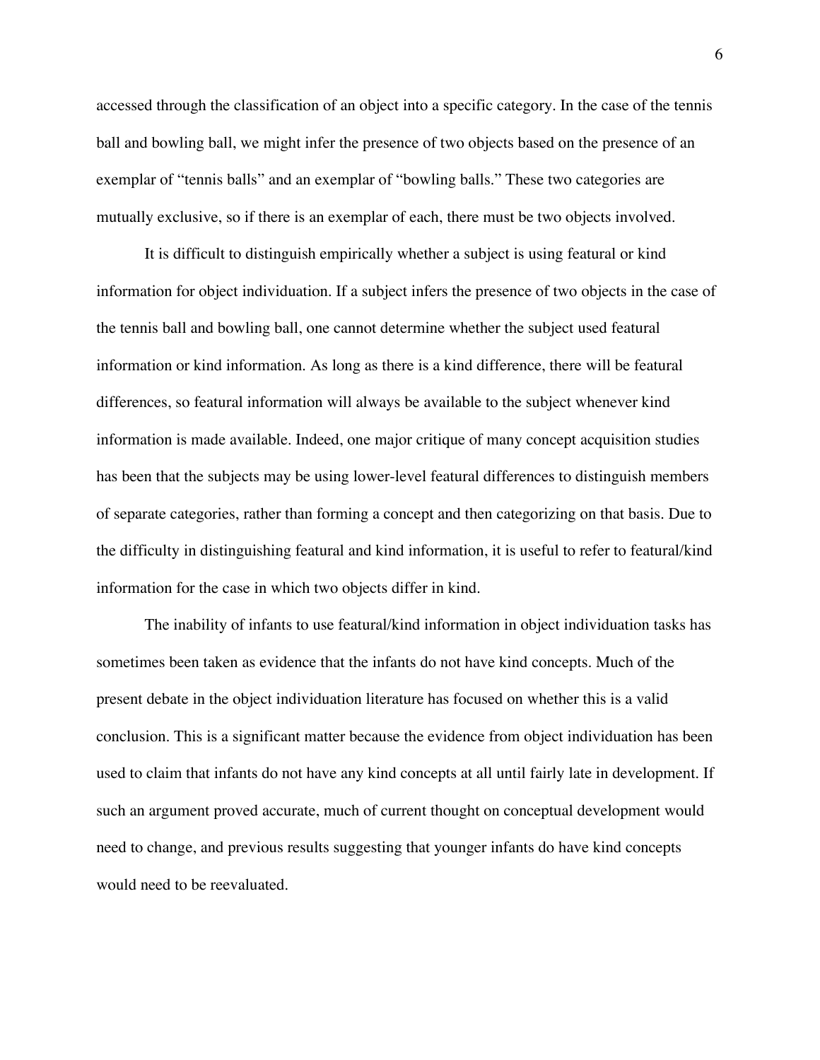accessed through the classification of an object into a specific category. In the case of the tennis ball and bowling ball, we might infer the presence of two objects based on the presence of an exemplar of "tennis balls" and an exemplar of "bowling balls." These two categories are mutually exclusive, so if there is an exemplar of each, there must be two objects involved.

It is difficult to distinguish empirically whether a subject is using featural or kind information for object individuation. If a subject infers the presence of two objects in the case of the tennis ball and bowling ball, one cannot determine whether the subject used featural information or kind information. As long as there is a kind difference, there will be featural differences, so featural information will always be available to the subject whenever kind information is made available. Indeed, one major critique of many concept acquisition studies has been that the subjects may be using lower-level featural differences to distinguish members of separate categories, rather than forming a concept and then categorizing on that basis. Due to the difficulty in distinguishing featural and kind information, it is useful to refer to featural/kind information for the case in which two objects differ in kind.

The inability of infants to use featural/kind information in object individuation tasks has sometimes been taken as evidence that the infants do not have kind concepts. Much of the present debate in the object individuation literature has focused on whether this is a valid conclusion. This is a significant matter because the evidence from object individuation has been used to claim that infants do not have any kind concepts at all until fairly late in development. If such an argument proved accurate, much of current thought on conceptual development would need to change, and previous results suggesting that younger infants do have kind concepts would need to be reevaluated.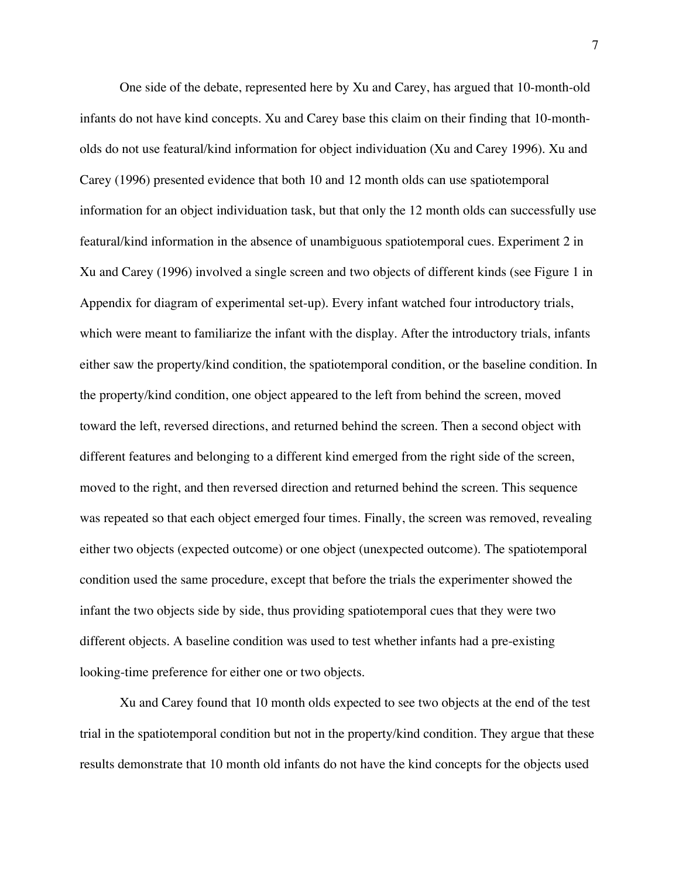One side of the debate, represented here by Xu and Carey, has argued that 10-month-old infants do not have kind concepts. Xu and Carey base this claim on their finding that 10-month-olds do not use featural/kind information for object individuation (Xu and Carey 1996). Xu and Carey (1996) presented evidence that both 10 and 12 month olds can use spatiotemporal information for an object individuation task, but that only the 12 month olds can successfully use featural/kind information in the absence of unambiguous spatiotemporal cues. Experiment 2 in Xu and Carey (1996) involved a single screen and two objects of different kinds (see Figure 1 in Appendix for diagram of experimental set-up). Every infant watched four introductory trials, which were meant to familiarize the infant with the display. After the introductory trials, infants either saw the property/kind condition, the spatiotemporal condition, or the baseline condition. In the property/kind condition, one object appeared to the left from behind the screen, moved toward the left, reversed directions, and returned behind the screen. Then a second object with different features and belonging to a different kind emerged from the right side of the screen, moved to the right, and then reversed direction and returned behind the screen. This sequence was repeated so that each object emerged four times. Finally, the screen was removed, revealing either two objects (expected outcome) or one object (unexpected outcome). The spatiotemporal condition used the same procedure, except that before the trials the experimenter showed the infant the two objects side by side, thus providing spatiotemporal cues that they were two different objects. A baseline condition was used to test whether infants had a pre-existing looking-time preference for either one or two objects.

Xu and Carey found that 10 month olds expected to see two objects at the end of the test trial in the spatiotemporal condition but not in the property/kind condition. They argue that these results demonstrate that 10 month old infants do not have the kind concepts for the objects used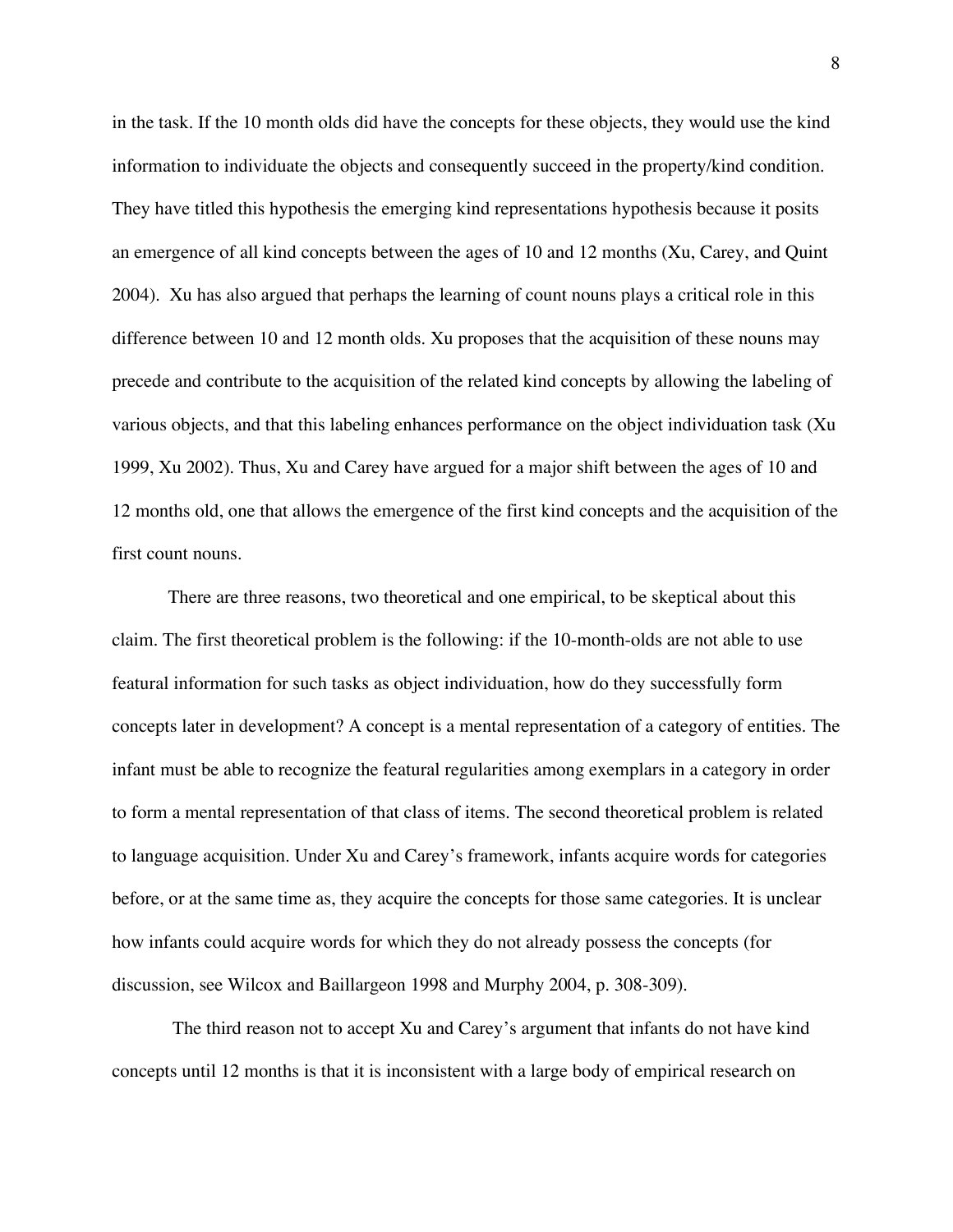in the task. If the 10 month olds did have the concepts for these objects, they would use the kind information to individuate the objects and consequently succeed in the property/kind condition. They have titled this hypothesis the emerging kind representations hypothesis because it posits an emergence of all kind concepts between the ages of 10 and 12 months (Xu, Carey, and Quint 2004). Xu has also argued that perhaps the learning of count nouns plays a critical role in this difference between 10 and 12 month olds. Xu proposes that the acquisition of these nouns may precede and contribute to the acquisition of the related kind concepts by allowing the labeling of various objects, and that this labeling enhances performance on the object individuation task (Xu 1999, Xu 2002). Thus, Xu and Carey have argued for a major shift between the ages of 10 and 12 months old, one that allows the emergence of the first kind concepts and the acquisition of the first count nouns.

There are three reasons, two theoretical and one empirical, to be skeptical about this claim. The first theoretical problem is the following: if the 10-month-olds are not able to use featural information for such tasks as object individuation, how do they successfully form concepts later in development? A concept is a mental representation of a category of entities. The infant must be able to recognize the featural regularities among exemplars in a category in order to form a mental representation of that class of items. The second theoretical problem is related to language acquisition. Under Xu and Carey's framework, infants acquire words for categories before, or at the same time as, they acquire the concepts for those same categories. It is unclear how infants could acquire words for which they do not already possess the concepts (for discussion, see Wilcox and Baillargeon 1998 and Murphy 2004, p. 308-309).

The third reason not to accept Xu and Carey's argument that infants do not have kind concepts until 12 months is that it is inconsistent with a large body of empirical research on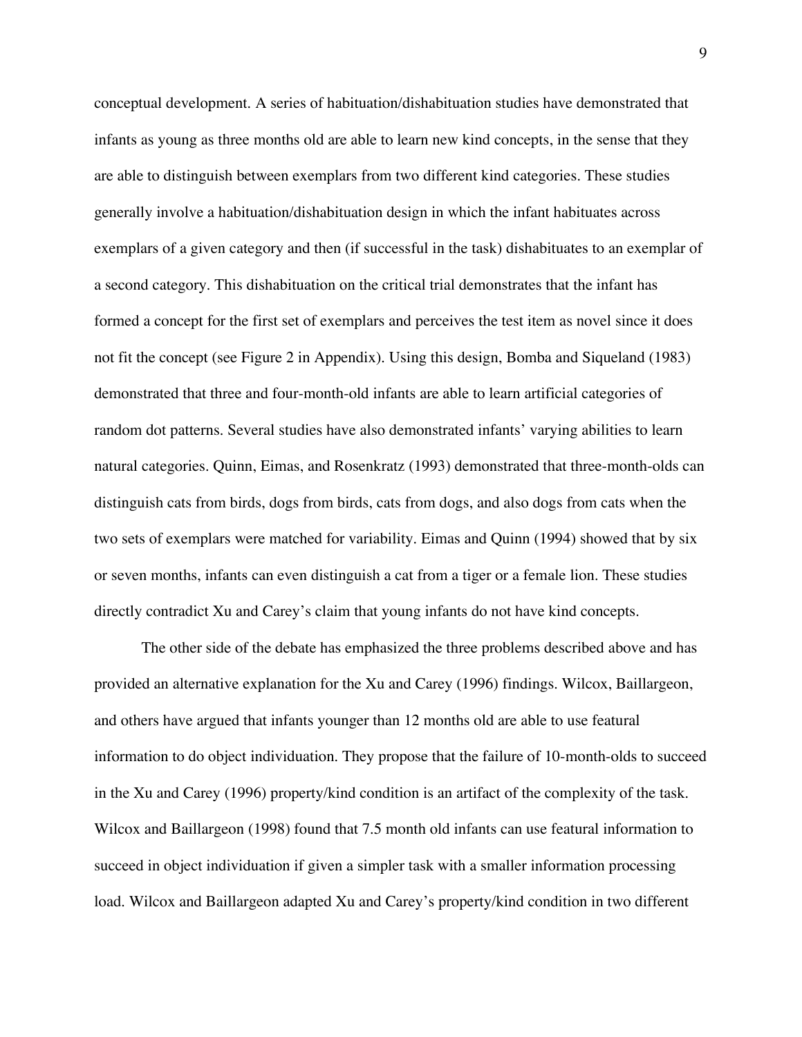conceptual development. A series of habituation/dishabituation studies have demonstrated that infants as young as three months old are able to learn new kind concepts, in the sense that they are able to distinguish between exemplars from two different kind categories. These studies generally involve a habituation/dishabituation design in which the infant habituates across exemplars of a given category and then (if successful in the task) dishabituates to an exemplar of a second category. This dishabituation on the critical trial demonstrates that the infant has formed a concept for the first set of exemplars and perceives the test item as novel since it does not fit the concept (see Figure 2 in Appendix). Using this design, Bomba and Siqueland (1983) demonstrated that three and four-month-old infants are able to learn artificial categories of random dot patterns. Several studies have also demonstrated infants' varying abilities to learn natural categories. Quinn, Eimas, and Rosenkratz (1993) demonstrated that three-month-olds can distinguish cats from birds, dogs from birds, cats from dogs, and also dogs from cats when the two sets of exemplars were matched for variability. Eimas and Quinn (1994) showed that by six or seven months, infants can even distinguish a cat from a tiger or a female lion. These studies directly contradict Xu and Carey's claim that young infants do not have kind concepts.

The other side of the debate has emphasized the three problems described above and has provided an alternative explanation for the Xu and Carey (1996) findings. Wilcox, Baillargeon, and others have argued that infants younger than 12 months old are able to use featural information to do object individuation. They propose that the failure of 10-month-olds to succeed in the Xu and Carey (1996) property/kind condition is an artifact of the complexity of the task. Wilcox and Baillargeon (1998) found that 7.5 month old infants can use featural information to succeed in object individuation if given a simpler task with a smaller information processing load. Wilcox and Baillargeon adapted Xu and Carey's property/kind condition in two different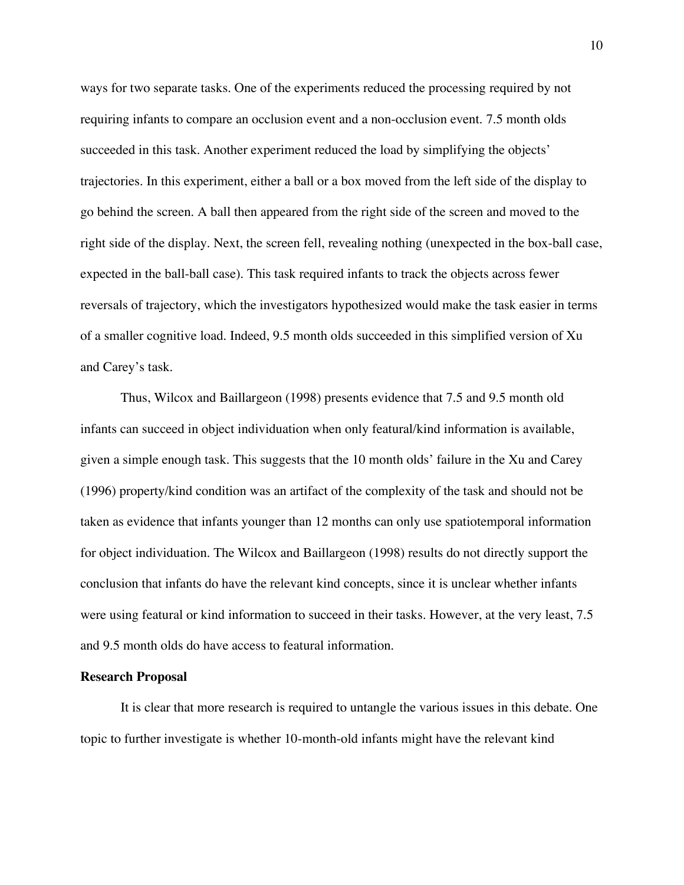ways for two separate tasks. One of the experiments reduced the processing required by not requiring infants to compare an occlusion event and a non-occlusion event. 7.5 month olds succeeded in this task. Another experiment reduced the load by simplifying the objects' trajectories. In this experiment, either a ball or a box moved from the left side of the display to go behind the screen. A ball then appeared from the right side of the screen and moved to the right side of the display. Next, the screen fell, revealing nothing (unexpected in the box-ball case, expected in the ball-ball case). This task required infants to track the objects across fewer reversals of trajectory, which the investigators hypothesized would make the task easier in terms of a smaller cognitive load. Indeed, 9.5 month olds succeeded in this simplified version of Xu and Carey's task.

Thus, Wilcox and Baillargeon (1998) presents evidence that 7.5 and 9.5 month old infants can succeed in object individuation when only featural/kind information is available, given a simple enough task. This suggests that the 10 month olds' failure in the Xu and Carey (1996) property/kind condition was an artifact of the complexity of the task and should not be taken as evidence that infants younger than 12 months can only use spatiotemporal information for object individuation. The Wilcox and Baillargeon (1998) results do not directly support the conclusion that infants do have the relevant kind concepts, since it is unclear whether infants were using featural or kind information to succeed in their tasks. However, at the very least, 7.5 and 9.5 month olds do have access to featural information.

**Research Proposal**

It is clear that more research is required to untangle the various issues in this debate. One topic to further investigate is whether 10-month-old infants might have the relevant kind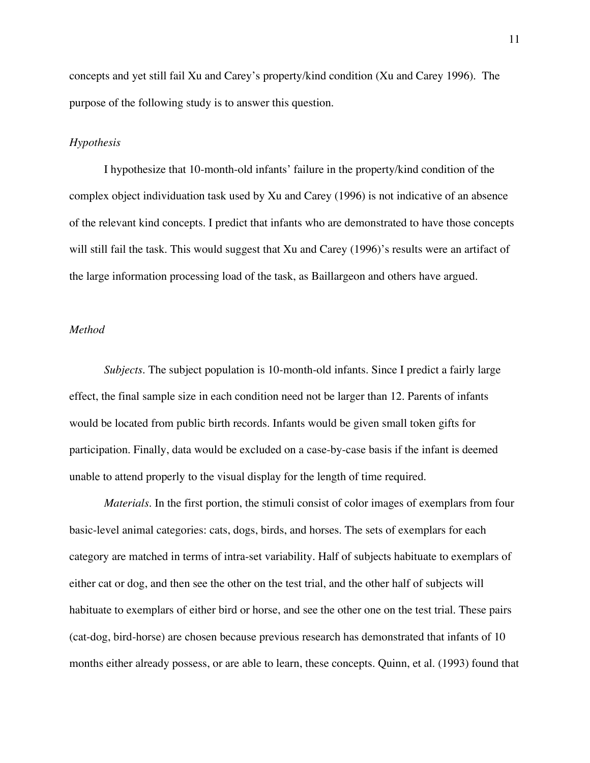concepts and yet still fail Xu and Carey's property/kind condition (Xu and Carey 1996). The purpose of the following study is to answer this question.

*Hypothesis*

I hypothesize that 10-month-old infants' failure in the property/kind condition of the complex object individuation task used by Xu and Carey (1996) is not indicative of an absence of the relevant kind concepts. I predict that infants who are demonstrated to have those concepts will still fail the task. This would suggest that Xu and Carey (1996)'s results were an artifact of the large information processing load of the task, as Baillargeon and others have argued.

*Method*

*Subjects*. The subject population is 10-month-old infants. Since I predict a fairly large effect, the final sample size in each condition need not be larger than 12. Parents of infants would be located from public birth records. Infants would be given small token gifts for participation. Finally, data would be excluded on a case-by-case basis if the infant is deemed unable to attend properly to the visual display for the length of time required.

*Materials*. In the first portion, the stimuli consist of color images of exemplars from four basic-level animal categories: cats, dogs, birds, and horses. The sets of exemplars for each category are matched in terms of intra-set variability. Half of subjects habituate to exemplars of either cat or dog, and then see the other on the test trial, and the other half of subjects will habituate to exemplars of either bird or horse, and see the other one on the test trial. These pairs (cat-dog, bird-horse) are chosen because previous research has demonstrated that infants of 10 months either already possess, or are able to learn, these concepts. Quinn, et al. (1993) found that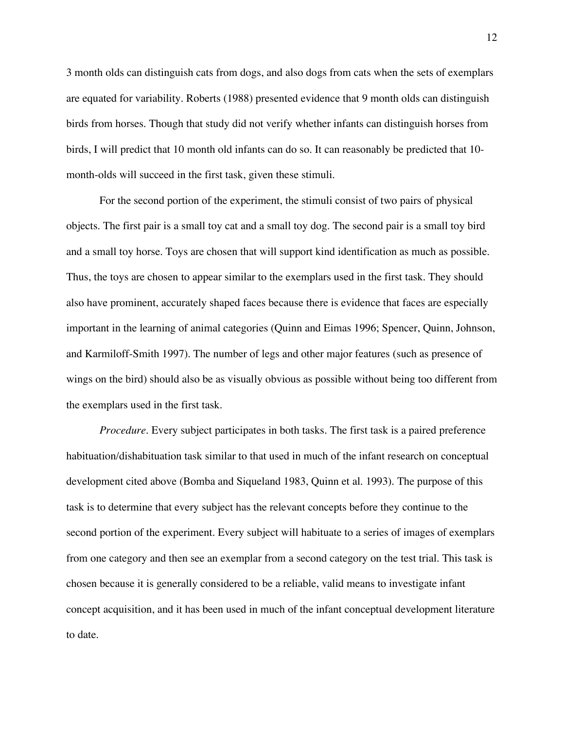3 month olds can distinguish cats from dogs, and also dogs from cats when the sets of exemplars are equated for variability. Roberts (1988) presented evidence that 9 month olds can distinguish birds from horses. Though that study did not verify whether infants can distinguish horses from birds, I will predict that 10 month old infants can do so. It can reasonably be predicted that 10-month-olds will succeed in the first task, given these stimuli.

For the second portion of the experiment, the stimuli consist of two pairs of physical objects. The first pair is a small toy cat and a small toy dog. The second pair is a small toy bird and a small toy horse. Toys are chosen that will support kind identification as much as possible. Thus, the toys are chosen to appear similar to the exemplars used in the first task. They should also have prominent, accurately shaped faces because there is evidence that faces are especially important in the learning of animal categories (Quinn and Eimas 1996; Spencer, Quinn, Johnson, and Karmiloff-Smith 1997). The number of legs and other major features (such as presence of wings on the bird) should also be as visually obvious as possible without being too different from the exemplars used in the first task.

*Procedure*. Every subject participates in both tasks. The first task is a paired preference habituation/dishabituation task similar to that used in much of the infant research on conceptual development cited above (Bomba and Siqueland 1983, Quinn et al. 1993). The purpose of this task is to determine that every subject has the relevant concepts before they continue to the second portion of the experiment. Every subject will habituate to a series of images of exemplars from one category and then see an exemplar from a second category on the test trial. This task is chosen because it is generally considered to be a reliable, valid means to investigate infant concept acquisition, and it has been used in much of the infant conceptual development literature to date.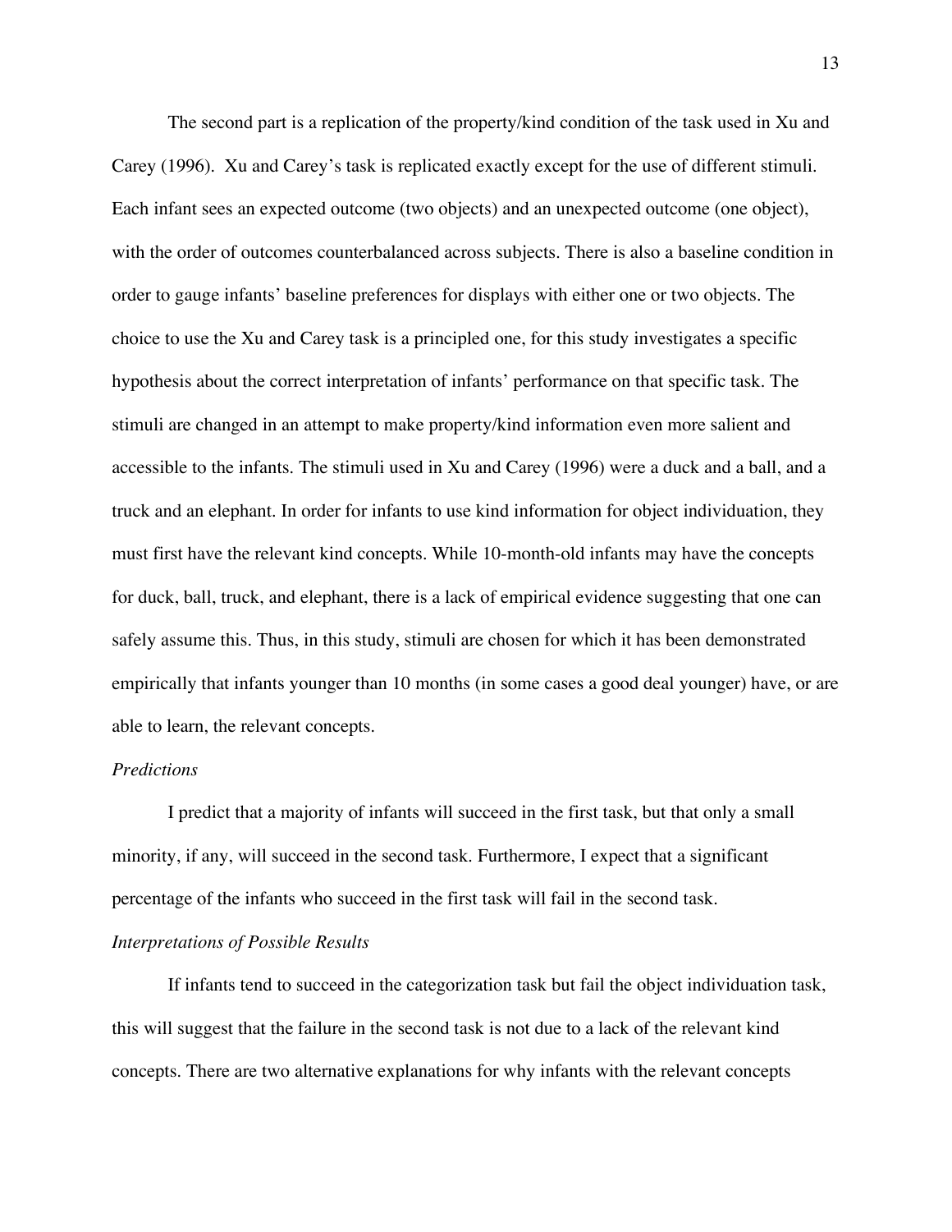The second part is a replication of the property/kind condition of the task used in Xu and Carey (1996). Xu and Carey's task is replicated exactly except for the use of different stimuli. Each infant sees an expected outcome (two objects) and an unexpected outcome (one object), with the order of outcomes counterbalanced across subjects. There is also a baseline condition in order to gauge infants' baseline preferences for displays with either one or two objects. The choice to use the Xu and Carey task is a principled one, for this study investigates a specific hypothesis about the correct interpretation of infants' performance on that specific task. The stimuli are changed in an attempt to make property/kind information even more salient and accessible to the infants. The stimuli used in Xu and Carey (1996) were a duck and a ball, and a truck and an elephant. In order for infants to use kind information for object individuation, they must first have the relevant kind concepts. While 10-month-old infants may have the concepts for duck, ball, truck, and elephant, there is a lack of empirical evidence suggesting that one can safely assume this. Thus, in this study, stimuli are chosen for which it has been demonstrated empirically that infants younger than 10 months (in some cases a good deal younger) have, or are able to learn, the relevant concepts.

*Predictions*

I predict that a majority of infants will succeed in the first task, but that only a small minority, if any, will succeed in the second task. Furthermore, I expect that a significant percentage of the infants who succeed in the first task will fail in the second task.

*Interpretations of Possible Results*

If infants tend to succeed in the categorization task but fail the object individuation task, this will suggest that the failure in the second task is not due to a lack of the relevant kind concepts. There are two alternative explanations for why infants with the relevant concepts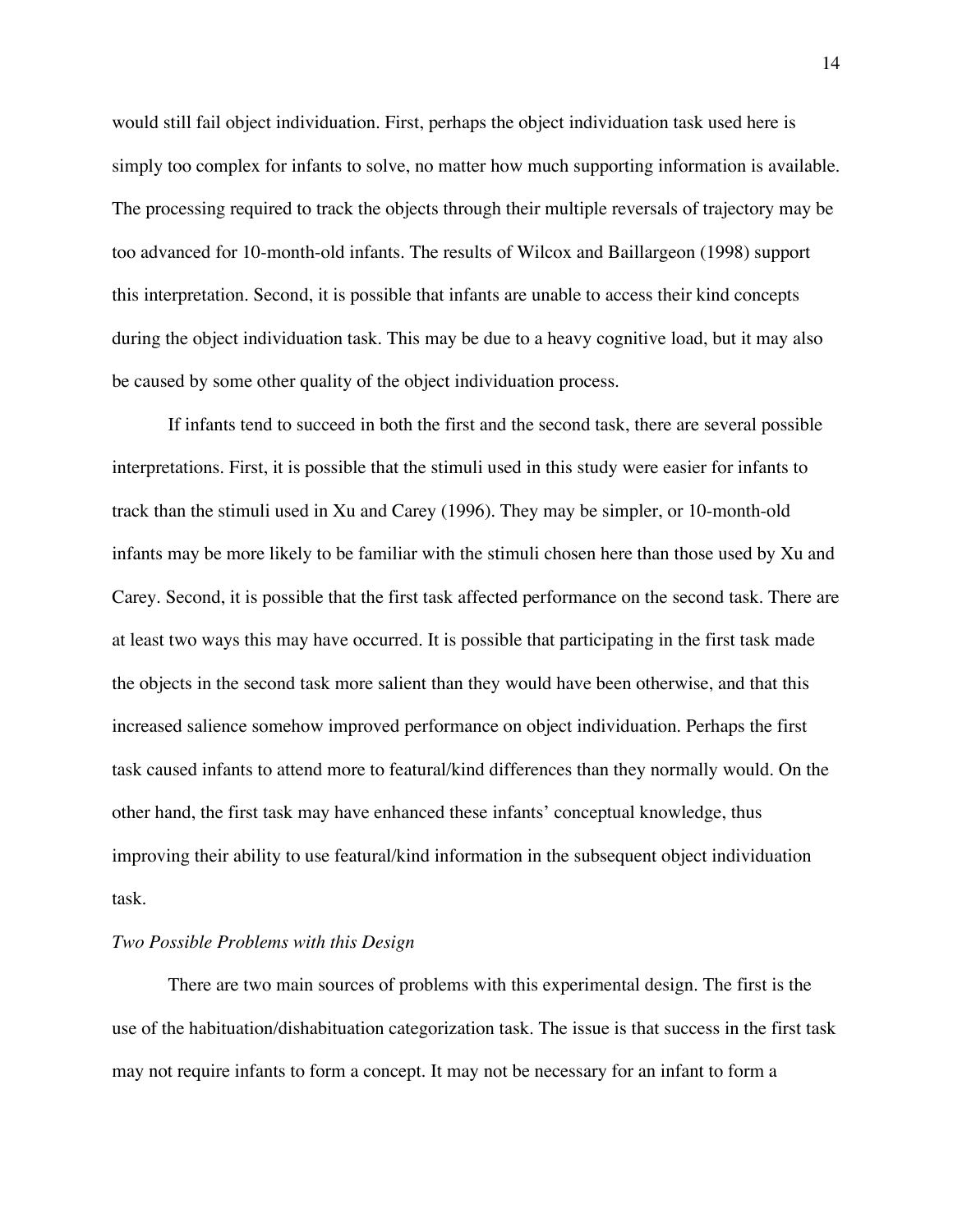would still fail object individuation. First, perhaps the object individuation task used here is simply too complex for infants to solve, no matter how much supporting information is available. The processing required to track the objects through their multiple reversals of trajectory may be too advanced for 10-month-old infants. The results of Wilcox and Baillargeon (1998) support this interpretation. Second, it is possible that infants are unable to access their kind concepts during the object individuation task. This may be due to a heavy cognitive load, but it may also be caused by some other quality of the object individuation process.

If infants tend to succeed in both the first and the second task, there are several possible interpretations. First, it is possible that the stimuli used in this study were easier for infants to track than the stimuli used in Xu and Carey (1996). They may be simpler, or 10-month-old infants may be more likely to be familiar with the stimuli chosen here than those used by Xu and Carey. Second, it is possible that the first task affected performance on the second task. There are at least two ways this may have occurred. It is possible that participating in the first task made the objects in the second task more salient than they would have been otherwise, and that this increased salience somehow improved performance on object individuation. Perhaps the first task caused infants to attend more to featural/kind differences than they normally would. On the other hand, the first task may have enhanced these infants' conceptual knowledge, thus improving their ability to use featural/kind information in the subsequent object individuation task.

*Two Possible Problems with this Design*

There are two main sources of problems with this experimental design. The first is the use of the habituation/dishabituation categorization task. The issue is that success in the first task may not require infants to form a concept. It may not be necessary for an infant to form a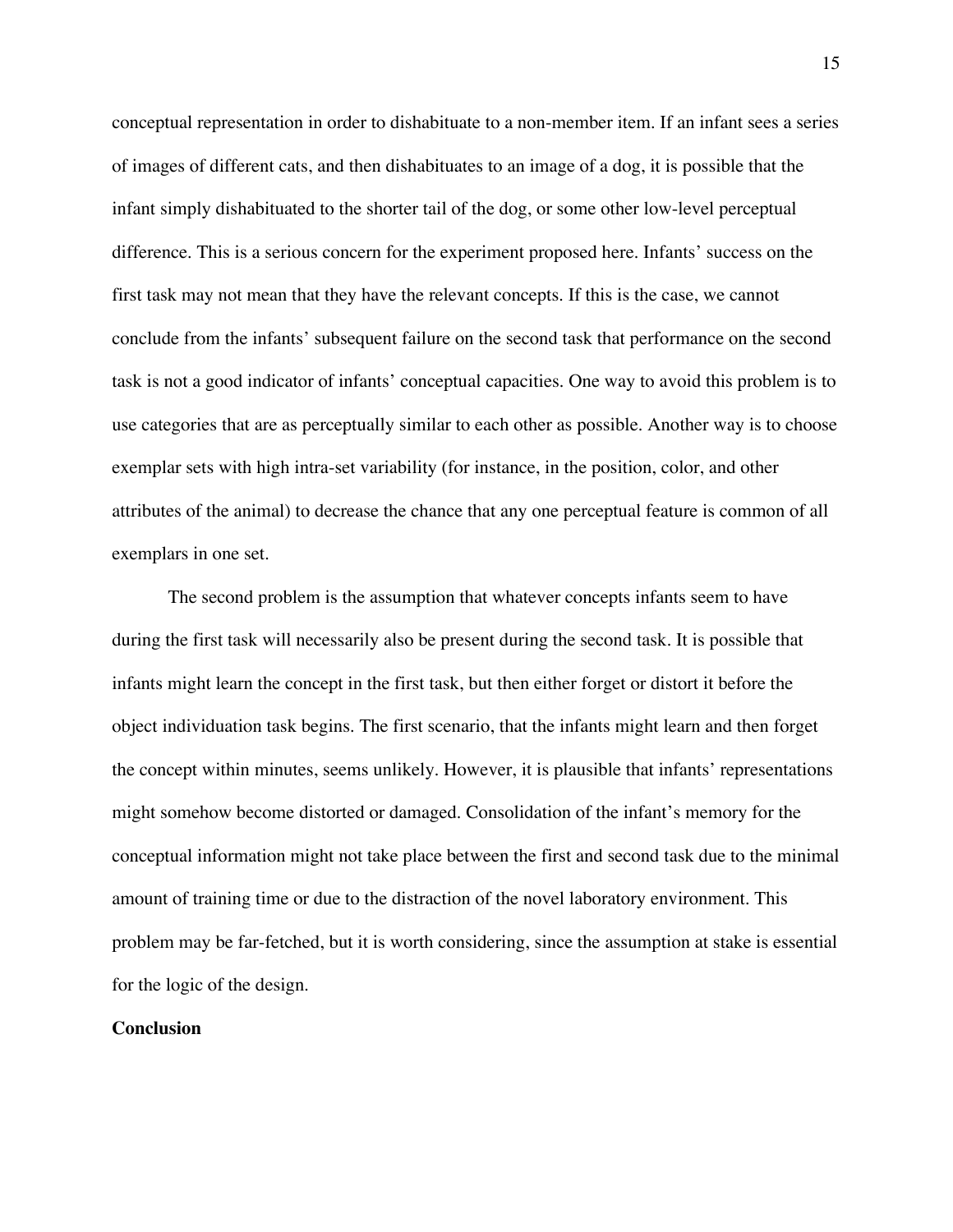conceptual representation in order to dishabituate to a non-member item. If an infant sees a series of images of different cats, and then dishabituates to an image of a dog, it is possible that the infant simply dishabituated to the shorter tail of the dog, or some other low-level perceptual difference. This is a serious concern for the experiment proposed here. Infants' success on the first task may not mean that they have the relevant concepts. If this is the case, we cannot conclude from the infants' subsequent failure on the second task that performance on the second task is not a good indicator of infants' conceptual capacities. One way to avoid this problem is to use categories that are as perceptually similar to each other as possible. Another way is to choose exemplar sets with high intra-set variability (for instance, in the position, color, and other attributes of the animal) to decrease the chance that any one perceptual feature is common of all exemplars in one set.

The second problem is the assumption that whatever concepts infants seem to have during the first task will necessarily also be present during the second task. It is possible that infants might learn the concept in the first task, but then either forget or distort it before the object individuation task begins. The first scenario, that the infants might learn and then forget the concept within minutes, seems unlikely. However, it is plausible that infants' representations might somehow become distorted or damaged. Consolidation of the infant's memory for the conceptual information might not take place between the first and second task due to the minimal amount of training time or due to the distraction of the novel laboratory environment. This problem may be far-fetched, but it is worth considering, since the assumption at stake is essential for the logic of the design.

**Conclusion**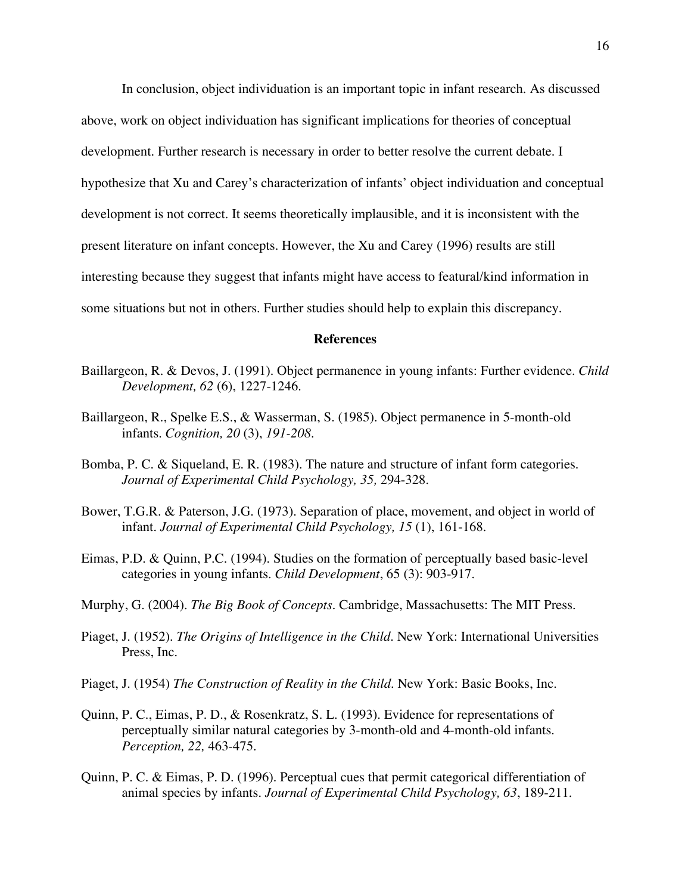In conclusion, object individuation is an important topic in infant research. As discussed above, work on object individuation has significant implications for theories of conceptual development. Further research is necessary in order to better resolve the current debate. I hypothesize that Xu and Carey's characterization of infants' object individuation and conceptual development is not correct. It seems theoretically implausible, and it is inconsistent with the present literature on infant concepts. However, the Xu and Carey (1996) results are still interesting because they suggest that infants might have access to featural/kind information in some situations but not in others. Further studies should help to explain this discrepancy.

**References**

Baillargeon, R. & Devos, J. (1991). Object permanence in young infants: Further evidence. *Child Development, 62* (6), 1227-1246.

Baillargeon, R., Spelke E.S., & Wasserman, S. (1985). Object permanence in 5-month-old infants. *Cognition, 20* (3), *191-208.*

Bomba, P. C. & Siqueland, E. R. (1983). The nature and structure of infant form categories. *Journal of Experimental Child Psychology, 35,* 294-328.

Bower, T.G.R. & Paterson, J.G. (1973). Separation of place, movement, and object in world of infant. *Journal of Experimental Child Psychology, 15* (1), 161-168.

Eimas, P.D. & Quinn, P.C. (1994). Studies on the formation of perceptually based basic-level categories in young infants. *Child Development*, 65 (3): 903-917.

Murphy, G. (2004). *The Big Book of Concepts*. Cambridge, Massachusetts: The MIT Press.

Piaget, J. (1952). *The Origins of Intelligence in the Child.* New York: International Universities Press, Inc.

Piaget, J. (1954) *The Construction of Reality in the Child.* New York: Basic Books, Inc.

Quinn, P. C., Eimas, P. D., & Rosenkratz, S. L. (1993). Evidence for representations of perceptually similar natural categories by 3-month-old and 4-month-old infants. *Perception, 22,* 463-475.

Quinn, P. C. & Eimas, P. D. (1996). Perceptual cues that permit categorical differentiation of animal species by infants. *Journal of Experimental Child Psychology, 63*, 189-211.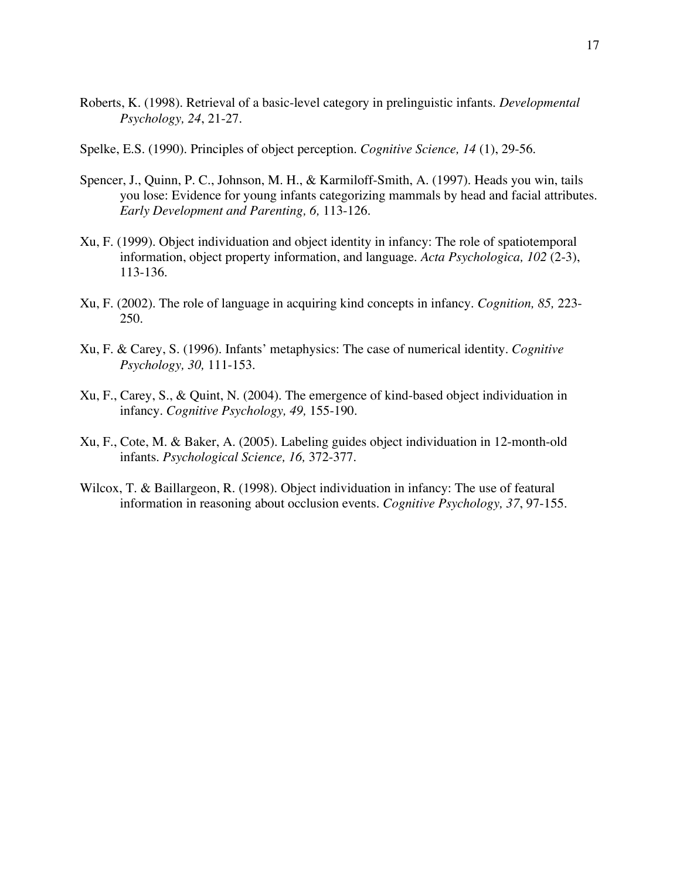Roberts, K. (1998). Retrieval of a basic-level category in prelinguistic infants. *Developmental Psychology, 24*, 21-27.

Spelke, E.S. (1990). Principles of object perception. *Cognitive Science, 14* (1), 29-56.

Spencer, J., Quinn, P. C., Johnson, M. H., & Karmiloff-Smith, A. (1997). Heads you win, tails you lose: Evidence for young infants categorizing mammals by head and facial attributes. *Early Development and Parenting, 6,* 113-126.

Xu, F. (1999). Object individuation and object identity in infancy: The role of spatiotemporal information, object property information, and language. *Acta Psychologica, 102* (2-3), 113-136.

Xu, F. (2002). The role of language in acquiring kind concepts in infancy. *Cognition, 85,* 223-250.

Xu, F. & Carey, S. (1996). Infants' metaphysics: The case of numerical identity. *Cognitive Psychology, 30,* 111-153.

Xu, F., Carey, S., & Quint, N. (2004). The emergence of kind-based object individuation in infancy. *Cognitive Psychology, 49,* 155-190.

Xu, F., Cote, M. & Baker, A. (2005). Labeling guides object individuation in 12-month-old infants. *Psychological Science, 16,* 372-377.

Wilcox, T. & Baillargeon, R. (1998). Object individuation in infancy: The use of featural information in reasoning about occlusion events. *Cognitive Psychology, 37*, 97-155.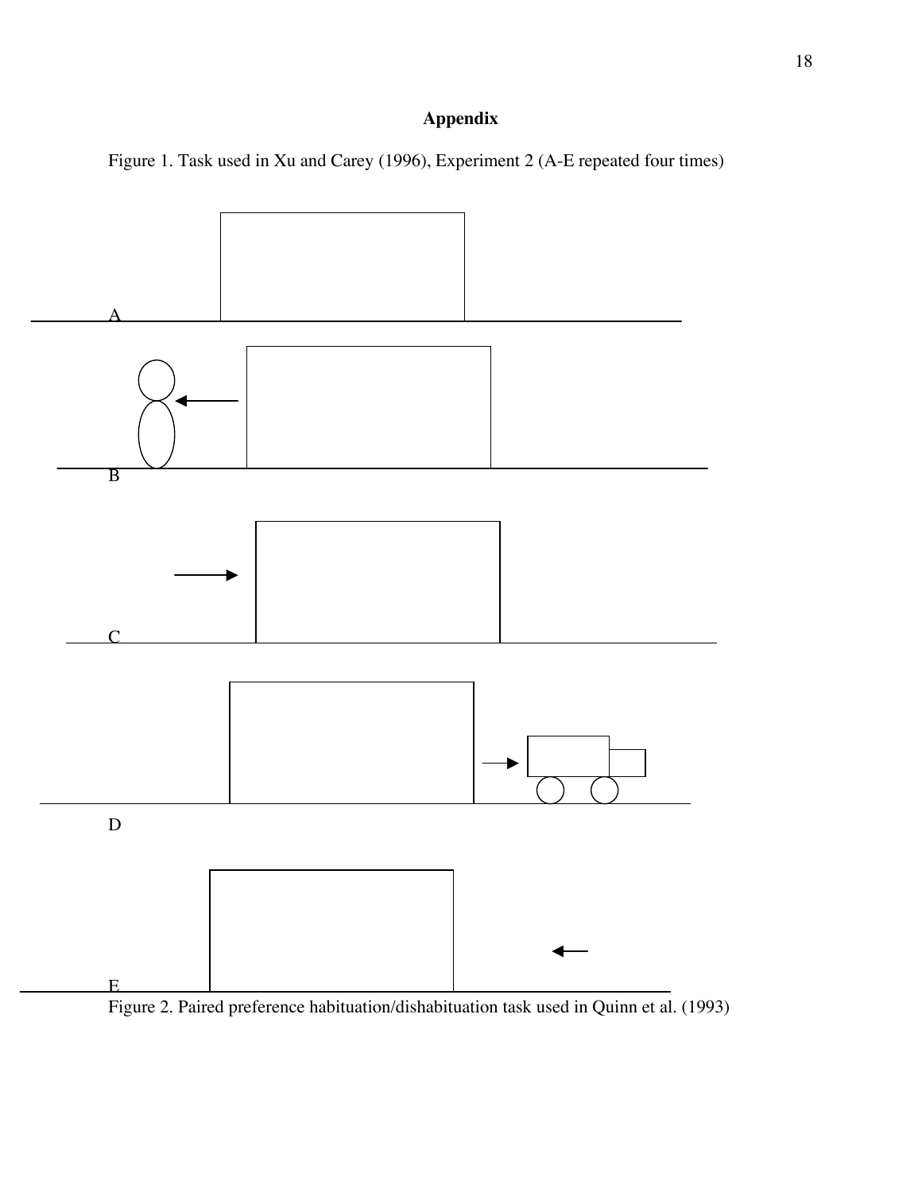## Appendix

Figure 1. Task used in Xu and Carey (1996), Experiment 2 (A-E repeated four times)

A

B

C

D

E

Figure 2. Paired preference habituation/dishabituation task used in Quinn et al. (1993)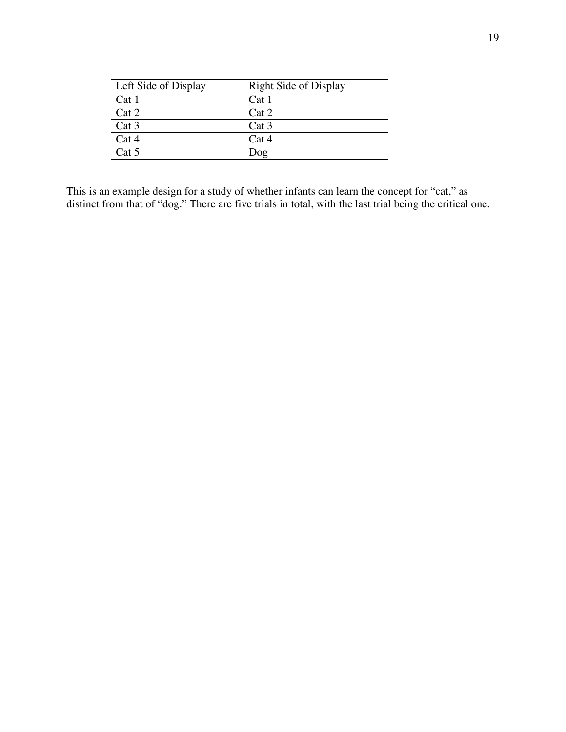| Left Side of Display | Right Side of Display |
|---|---|
| Cat 1 | Cat 1 |
| Cat 2 | Cat 2 |
| Cat 3 | Cat 3 |
| Cat 4 | Cat 4 |
| Cat 5 | Dog |

This is an example design for a study of whether infants can learn the concept for “cat,” as distinct from that of “dog.” There are five trials in total, with the last trial being the critical one.